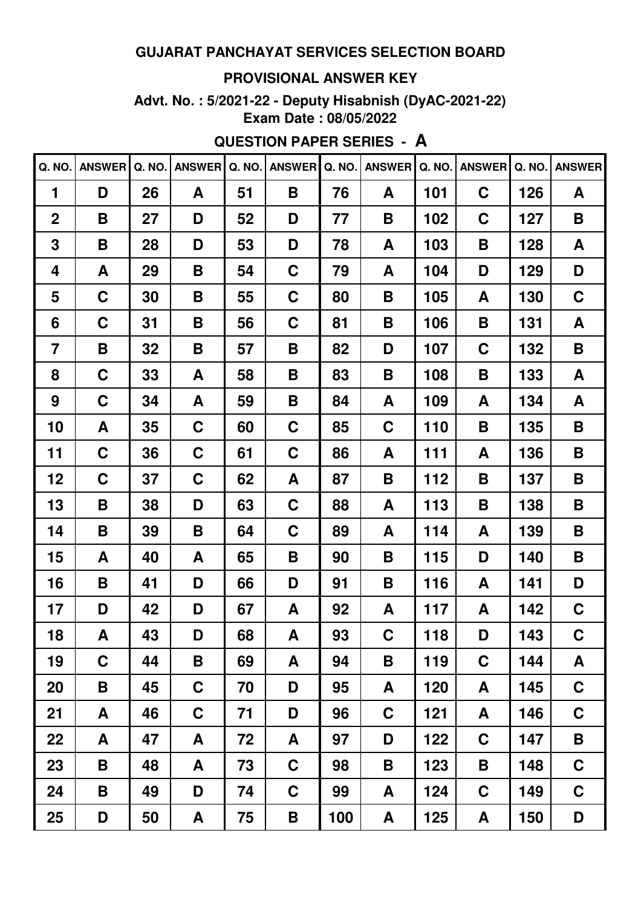**GUJARAT PANCHAYAT SERVICES SELECTION BOARD**

**PROVISIONAL ANSWER KEY**

**Advt. No. : 5/2021-22 - Deputy Hisabnish (DyAC-2021-22)**
**Exam Date : 08/05/2022**

**QUESTION PAPER SERIES - A**

| Q. NO. | ANSWER | Q. NO. | ANSWER | Q. NO. | ANSWER | Q. NO. | ANSWER | Q. NO. | ANSWER | Q. NO. | ANSWER |
|---|---|---|---|---|---|---|---|---|---|---|---|
| 1 | D | 26 | A | 51 | B | 76 | A | 101 | C | 126 | A |
| 2 | B | 27 | D | 52 | D | 77 | B | 102 | C | 127 | B |
| 3 | B | 28 | D | 53 | D | 78 | A | 103 | B | 128 | A |
| 4 | A | 29 | B | 54 | C | 79 | A | 104 | D | 129 | D |
| 5 | C | 30 | B | 55 | C | 80 | B | 105 | A | 130 | C |
| 6 | C | 31 | B | 56 | C | 81 | B | 106 | B | 131 | A |
| 7 | B | 32 | B | 57 | B | 82 | D | 107 | C | 132 | B |
| 8 | C | 33 | A | 58 | B | 83 | B | 108 | B | 133 | A |
| 9 | C | 34 | A | 59 | B | 84 | A | 109 | A | 134 | A |
| 10 | A | 35 | C | 60 | C | 85 | C | 110 | B | 135 | B |
| 11 | C | 36 | C | 61 | C | 86 | A | 111 | A | 136 | B |
| 12 | C | 37 | C | 62 | A | 87 | B | 112 | B | 137 | B |
| 13 | B | 38 | D | 63 | C | 88 | A | 113 | B | 138 | B |
| 14 | B | 39 | B | 64 | C | 89 | A | 114 | A | 139 | B |
| 15 | A | 40 | A | 65 | B | 90 | B | 115 | D | 140 | B |
| 16 | B | 41 | D | 66 | D | 91 | B | 116 | A | 141 | D |
| 17 | D | 42 | D | 67 | A | 92 | A | 117 | A | 142 | C |
| 18 | A | 43 | D | 68 | A | 93 | C | 118 | D | 143 | C |
| 19 | C | 44 | B | 69 | A | 94 | B | 119 | C | 144 | A |
| 20 | B | 45 | C | 70 | D | 95 | A | 120 | A | 145 | C |
| 21 | A | 46 | C | 71 | D | 96 | C | 121 | A | 146 | C |
| 22 | A | 47 | A | 72 | A | 97 | D | 122 | C | 147 | B |
| 23 | B | 48 | A | 73 | C | 98 | B | 123 | B | 148 | C |
| 24 | B | 49 | D | 74 | C | 99 | A | 124 | C | 149 | C |
| 25 | D | 50 | A | 75 | B | 100 | A | 125 | A | 150 | D |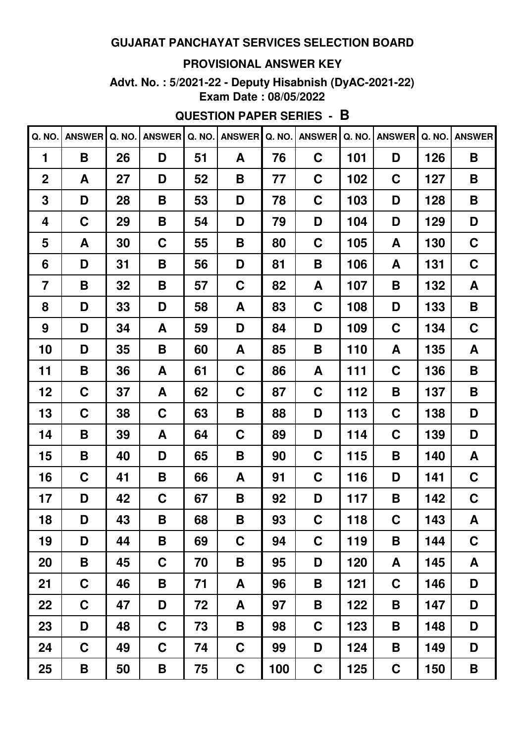# GUJARAT PANCHAYAT SERVICES SELECTION BOARD

## PROVISIONAL ANSWER KEY

**Advt. No. : 5/2021-22 - Deputy Hisabnish (DyAC-2021-22)**
**Exam Date : 08/05/2022**

## QUESTION PAPER SERIES - B

| Q. NO. | ANSWER | Q. NO. | ANSWER | Q. NO. | ANSWER | Q. NO. | ANSWER | Q. NO. | ANSWER | Q. NO. | ANSWER |
|---|---|---|---|---|---|---|---|---|---|---|---|
| 1 | B | 26 | D | 51 | A | 76 | C | 101 | D | 126 | B |
| 2 | A | 27 | D | 52 | B | 77 | C | 102 | C | 127 | B |
| 3 | D | 28 | B | 53 | D | 78 | C | 103 | D | 128 | B |
| 4 | C | 29 | B | 54 | D | 79 | D | 104 | D | 129 | D |
| 5 | A | 30 | C | 55 | B | 80 | C | 105 | A | 130 | C |
| 6 | D | 31 | B | 56 | D | 81 | B | 106 | A | 131 | C |
| 7 | B | 32 | B | 57 | C | 82 | A | 107 | B | 132 | A |
| 8 | D | 33 | D | 58 | A | 83 | C | 108 | D | 133 | B |
| 9 | D | 34 | A | 59 | D | 84 | D | 109 | C | 134 | C |
| 10 | D | 35 | B | 60 | A | 85 | B | 110 | A | 135 | A |
| 11 | B | 36 | A | 61 | C | 86 | A | 111 | C | 136 | B |
| 12 | C | 37 | A | 62 | C | 87 | C | 112 | B | 137 | B |
| 13 | C | 38 | C | 63 | B | 88 | D | 113 | C | 138 | D |
| 14 | B | 39 | A | 64 | C | 89 | D | 114 | C | 139 | D |
| 15 | B | 40 | D | 65 | B | 90 | C | 115 | B | 140 | A |
| 16 | C | 41 | B | 66 | A | 91 | C | 116 | D | 141 | C |
| 17 | D | 42 | C | 67 | B | 92 | D | 117 | B | 142 | C |
| 18 | D | 43 | B | 68 | B | 93 | C | 118 | C | 143 | A |
| 19 | D | 44 | B | 69 | C | 94 | C | 119 | B | 144 | C |
| 20 | B | 45 | C | 70 | B | 95 | D | 120 | A | 145 | A |
| 21 | C | 46 | B | 71 | A | 96 | B | 121 | C | 146 | D |
| 22 | C | 47 | D | 72 | A | 97 | B | 122 | B | 147 | D |
| 23 | D | 48 | C | 73 | B | 98 | C | 123 | B | 148 | D |
| 24 | C | 49 | C | 74 | C | 99 | D | 124 | B | 149 | D |
| 25 | B | 50 | B | 75 | C | 100 | C | 125 | C | 150 | B |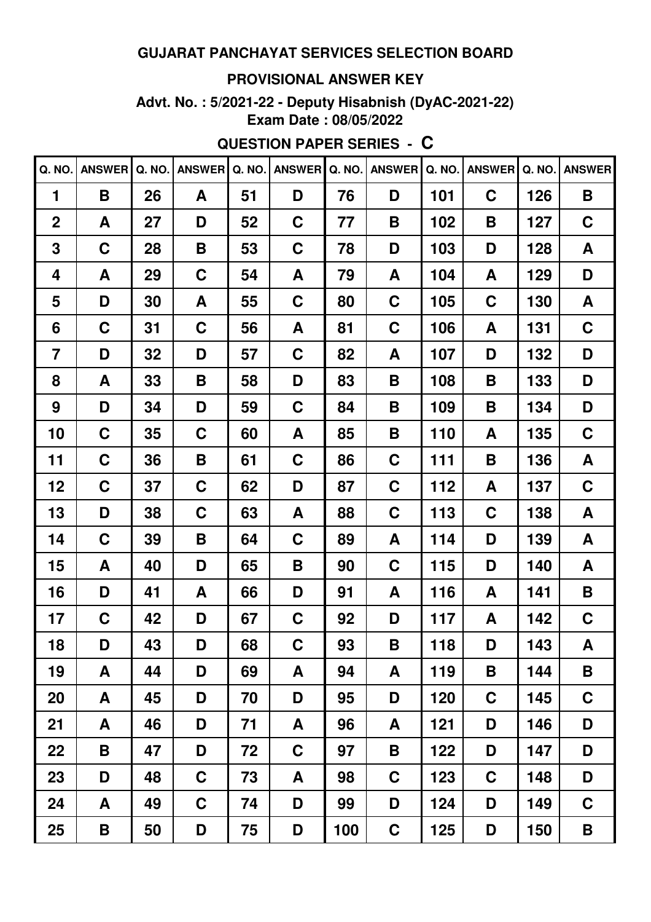**GUJARAT PANCHAYAT SERVICES SELECTION BOARD**

**PROVISIONAL ANSWER KEY**

**Advt. No. : 5/2021-22 - Deputy Hisabnish (DyAC-2021-22)**
**Exam Date : 08/05/2022**

**QUESTION PAPER SERIES - C**

| Q. NO. | ANSWER | Q. NO. | ANSWER | Q. NO. | ANSWER | Q. NO. | ANSWER | Q. NO. | ANSWER | Q. NO. | ANSWER |
|---|---|---|---|---|---|---|---|---|---|---|---|
| 1 | B | 26 | A | 51 | D | 76 | D | 101 | C | 126 | B |
| 2 | A | 27 | D | 52 | C | 77 | B | 102 | B | 127 | C |
| 3 | C | 28 | B | 53 | C | 78 | D | 103 | D | 128 | A |
| 4 | A | 29 | C | 54 | A | 79 | A | 104 | A | 129 | D |
| 5 | D | 30 | A | 55 | C | 80 | C | 105 | C | 130 | A |
| 6 | C | 31 | C | 56 | A | 81 | C | 106 | A | 131 | C |
| 7 | D | 32 | D | 57 | C | 82 | A | 107 | D | 132 | D |
| 8 | A | 33 | B | 58 | D | 83 | B | 108 | B | 133 | D |
| 9 | D | 34 | D | 59 | C | 84 | B | 109 | B | 134 | D |
| 10 | C | 35 | C | 60 | A | 85 | B | 110 | A | 135 | C |
| 11 | C | 36 | B | 61 | C | 86 | C | 111 | B | 136 | A |
| 12 | C | 37 | C | 62 | D | 87 | C | 112 | A | 137 | C |
| 13 | D | 38 | C | 63 | A | 88 | C | 113 | C | 138 | A |
| 14 | C | 39 | B | 64 | C | 89 | A | 114 | D | 139 | A |
| 15 | A | 40 | D | 65 | B | 90 | C | 115 | D | 140 | A |
| 16 | D | 41 | A | 66 | D | 91 | A | 116 | A | 141 | B |
| 17 | C | 42 | D | 67 | C | 92 | D | 117 | A | 142 | C |
| 18 | D | 43 | D | 68 | C | 93 | B | 118 | D | 143 | A |
| 19 | A | 44 | D | 69 | A | 94 | A | 119 | B | 144 | B |
| 20 | A | 45 | D | 70 | D | 95 | D | 120 | C | 145 | C |
| 21 | A | 46 | D | 71 | A | 96 | A | 121 | D | 146 | D |
| 22 | B | 47 | D | 72 | C | 97 | B | 122 | D | 147 | D |
| 23 | D | 48 | C | 73 | A | 98 | C | 123 | C | 148 | D |
| 24 | A | 49 | C | 74 | D | 99 | D | 124 | D | 149 | C |
| 25 | B | 50 | D | 75 | D | 100 | C | 125 | D | 150 | B |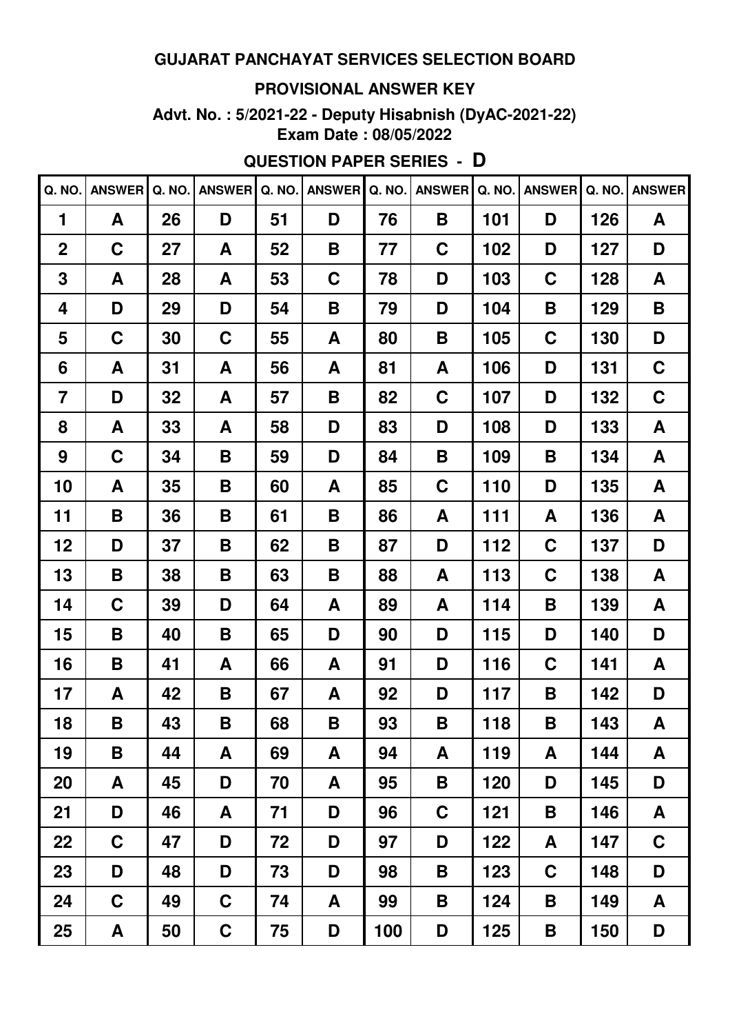**GUJARAT PANCHAYAT SERVICES SELECTION BOARD**

**PROVISIONAL ANSWER KEY**

**Advt. No. : 5/2021-22 - Deputy Hisabnish (DyAC-2021-22)**
**Exam Date : 08/05/2022**

**QUESTION PAPER SERIES - D**

| Q. NO. | ANSWER | Q. NO. | ANSWER | Q. NO. | ANSWER | Q. NO. | ANSWER | Q. NO. | ANSWER | Q. NO. | ANSWER |
|---|---|---|---|---|---|---|---|---|---|---|---|
| 1 | A | 26 | D | 51 | D | 76 | B | 101 | D | 126 | A |
| 2 | C | 27 | A | 52 | B | 77 | C | 102 | D | 127 | D |
| 3 | A | 28 | A | 53 | C | 78 | D | 103 | C | 128 | A |
| 4 | D | 29 | D | 54 | B | 79 | D | 104 | B | 129 | B |
| 5 | C | 30 | C | 55 | A | 80 | B | 105 | C | 130 | D |
| 6 | A | 31 | A | 56 | A | 81 | A | 106 | D | 131 | C |
| 7 | D | 32 | A | 57 | B | 82 | C | 107 | D | 132 | C |
| 8 | A | 33 | A | 58 | D | 83 | D | 108 | D | 133 | A |
| 9 | C | 34 | B | 59 | D | 84 | B | 109 | B | 134 | A |
| 10 | A | 35 | B | 60 | A | 85 | C | 110 | D | 135 | A |
| 11 | B | 36 | B | 61 | B | 86 | A | 111 | A | 136 | A |
| 12 | D | 37 | B | 62 | B | 87 | D | 112 | C | 137 | D |
| 13 | B | 38 | B | 63 | B | 88 | A | 113 | C | 138 | A |
| 14 | C | 39 | D | 64 | A | 89 | A | 114 | B | 139 | A |
| 15 | B | 40 | B | 65 | D | 90 | D | 115 | D | 140 | D |
| 16 | B | 41 | A | 66 | A | 91 | D | 116 | C | 141 | A |
| 17 | A | 42 | B | 67 | A | 92 | D | 117 | B | 142 | D |
| 18 | B | 43 | B | 68 | B | 93 | B | 118 | B | 143 | A |
| 19 | B | 44 | A | 69 | A | 94 | A | 119 | A | 144 | A |
| 20 | A | 45 | D | 70 | A | 95 | B | 120 | D | 145 | D |
| 21 | D | 46 | A | 71 | D | 96 | C | 121 | B | 146 | A |
| 22 | C | 47 | D | 72 | D | 97 | D | 122 | A | 147 | C |
| 23 | D | 48 | D | 73 | D | 98 | B | 123 | C | 148 | D |
| 24 | C | 49 | C | 74 | A | 99 | B | 124 | B | 149 | A |
| 25 | A | 50 | C | 75 | D | 100 | D | 125 | B | 150 | D |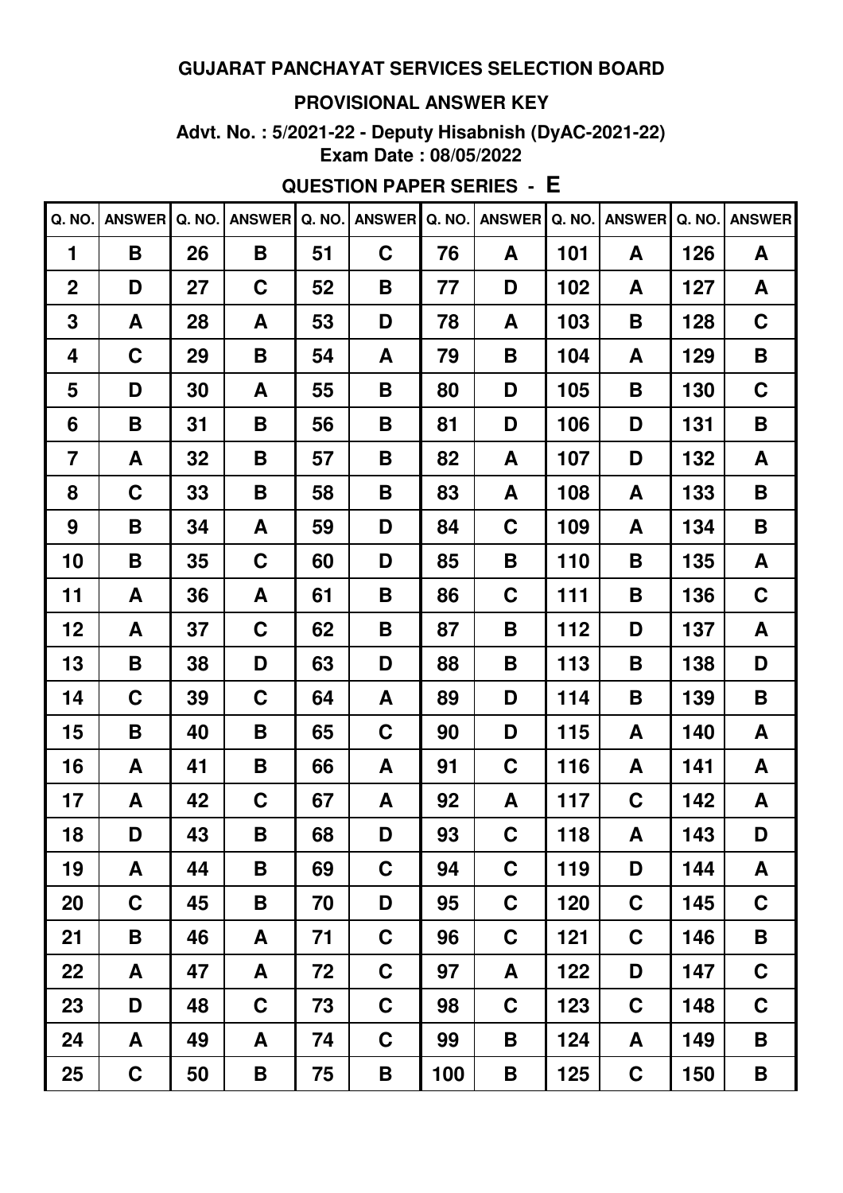# GUJARAT PANCHAYAT SERVICES SELECTION BOARD

## PROVISIONAL ANSWER KEY

**Advt. No. : 5/2021-22 - Deputy Hisabnish (DyAC-2021-22)**
**Exam Date : 08/05/2022**

## QUESTION PAPER SERIES - E

| Q. NO. | ANSWER | Q. NO. | ANSWER | Q. NO. | ANSWER | Q. NO. | ANSWER | Q. NO. | ANSWER | Q. NO. | ANSWER |
|---|---|---|---|---|---|---|---|---|---|---|---|
| 1 | B | 26 | B | 51 | C | 76 | A | 101 | A | 126 | A |
| 2 | D | 27 | C | 52 | B | 77 | D | 102 | A | 127 | A |
| 3 | A | 28 | A | 53 | D | 78 | A | 103 | B | 128 | C |
| 4 | C | 29 | B | 54 | A | 79 | B | 104 | A | 129 | B |
| 5 | D | 30 | A | 55 | B | 80 | D | 105 | B | 130 | C |
| 6 | B | 31 | B | 56 | B | 81 | D | 106 | D | 131 | B |
| 7 | A | 32 | B | 57 | B | 82 | A | 107 | D | 132 | A |
| 8 | C | 33 | B | 58 | B | 83 | A | 108 | A | 133 | B |
| 9 | B | 34 | A | 59 | D | 84 | C | 109 | A | 134 | B |
| 10 | B | 35 | C | 60 | D | 85 | B | 110 | B | 135 | A |
| 11 | A | 36 | A | 61 | B | 86 | C | 111 | B | 136 | C |
| 12 | A | 37 | C | 62 | B | 87 | B | 112 | D | 137 | A |
| 13 | B | 38 | D | 63 | D | 88 | B | 113 | B | 138 | D |
| 14 | C | 39 | C | 64 | A | 89 | D | 114 | B | 139 | B |
| 15 | B | 40 | B | 65 | C | 90 | D | 115 | A | 140 | A |
| 16 | A | 41 | B | 66 | A | 91 | C | 116 | A | 141 | A |
| 17 | A | 42 | C | 67 | A | 92 | A | 117 | C | 142 | A |
| 18 | D | 43 | B | 68 | D | 93 | C | 118 | A | 143 | D |
| 19 | A | 44 | B | 69 | C | 94 | C | 119 | D | 144 | A |
| 20 | C | 45 | B | 70 | D | 95 | C | 120 | C | 145 | C |
| 21 | B | 46 | A | 71 | C | 96 | C | 121 | C | 146 | B |
| 22 | A | 47 | A | 72 | C | 97 | A | 122 | D | 147 | C |
| 23 | D | 48 | C | 73 | C | 98 | C | 123 | C | 148 | C |
| 24 | A | 49 | A | 74 | C | 99 | B | 124 | A | 149 | B |
| 25 | C | 50 | B | 75 | B | 100 | B | 125 | C | 150 | B |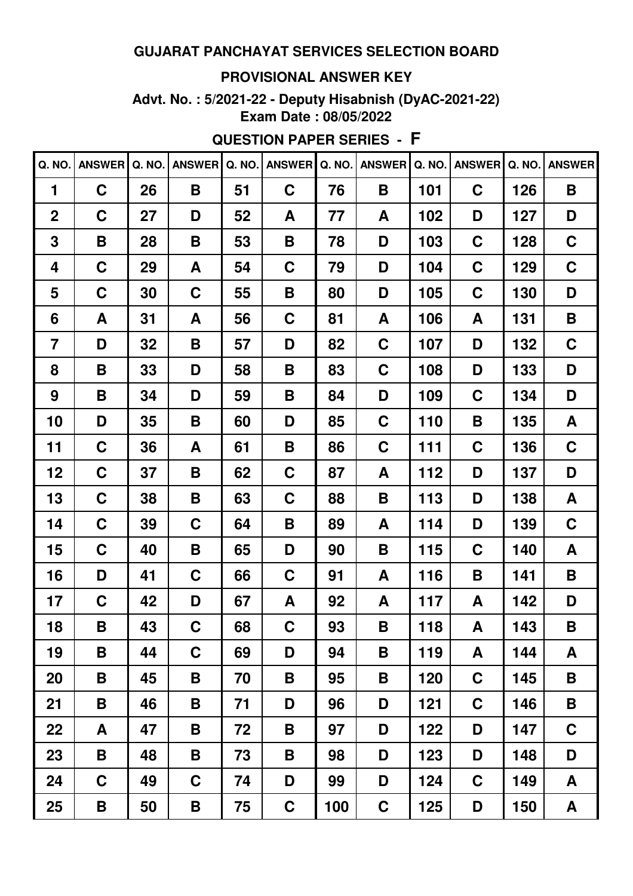**GUJARAT PANCHAYAT SERVICES SELECTION BOARD**

**PROVISIONAL ANSWER KEY**

**Advt. No. : 5/2021-22 - Deputy Hisabnish (DyAC-2021-22)**
**Exam Date : 08/05/2022**

**QUESTION PAPER SERIES - F**

| Q. NO. | ANSWER | Q. NO. | ANSWER | Q. NO. | ANSWER | Q. NO. | ANSWER | Q. NO. | ANSWER | Q. NO. | ANSWER |
|---|---|---|---|---|---|---|---|---|---|---|---|
| 1 | C | 26 | B | 51 | C | 76 | B | 101 | C | 126 | B |
| 2 | C | 27 | D | 52 | A | 77 | A | 102 | D | 127 | D |
| 3 | B | 28 | B | 53 | B | 78 | D | 103 | C | 128 | C |
| 4 | C | 29 | A | 54 | C | 79 | D | 104 | C | 129 | C |
| 5 | C | 30 | C | 55 | B | 80 | D | 105 | C | 130 | D |
| 6 | A | 31 | A | 56 | C | 81 | A | 106 | A | 131 | B |
| 7 | D | 32 | B | 57 | D | 82 | C | 107 | D | 132 | C |
| 8 | B | 33 | D | 58 | B | 83 | C | 108 | D | 133 | D |
| 9 | B | 34 | D | 59 | B | 84 | D | 109 | C | 134 | D |
| 10 | D | 35 | B | 60 | D | 85 | C | 110 | B | 135 | A |
| 11 | C | 36 | A | 61 | B | 86 | C | 111 | C | 136 | C |
| 12 | C | 37 | B | 62 | C | 87 | A | 112 | D | 137 | D |
| 13 | C | 38 | B | 63 | C | 88 | B | 113 | D | 138 | A |
| 14 | C | 39 | C | 64 | B | 89 | A | 114 | D | 139 | C |
| 15 | C | 40 | B | 65 | D | 90 | B | 115 | C | 140 | A |
| 16 | D | 41 | C | 66 | C | 91 | A | 116 | B | 141 | B |
| 17 | C | 42 | D | 67 | A | 92 | A | 117 | A | 142 | D |
| 18 | B | 43 | C | 68 | C | 93 | B | 118 | A | 143 | B |
| 19 | B | 44 | C | 69 | D | 94 | B | 119 | A | 144 | A |
| 20 | B | 45 | B | 70 | B | 95 | B | 120 | C | 145 | B |
| 21 | B | 46 | B | 71 | D | 96 | D | 121 | C | 146 | B |
| 22 | A | 47 | B | 72 | B | 97 | D | 122 | D | 147 | C |
| 23 | B | 48 | B | 73 | B | 98 | D | 123 | D | 148 | D |
| 24 | C | 49 | C | 74 | D | 99 | D | 124 | C | 149 | A |
| 25 | B | 50 | B | 75 | C | 100 | C | 125 | D | 150 | A |